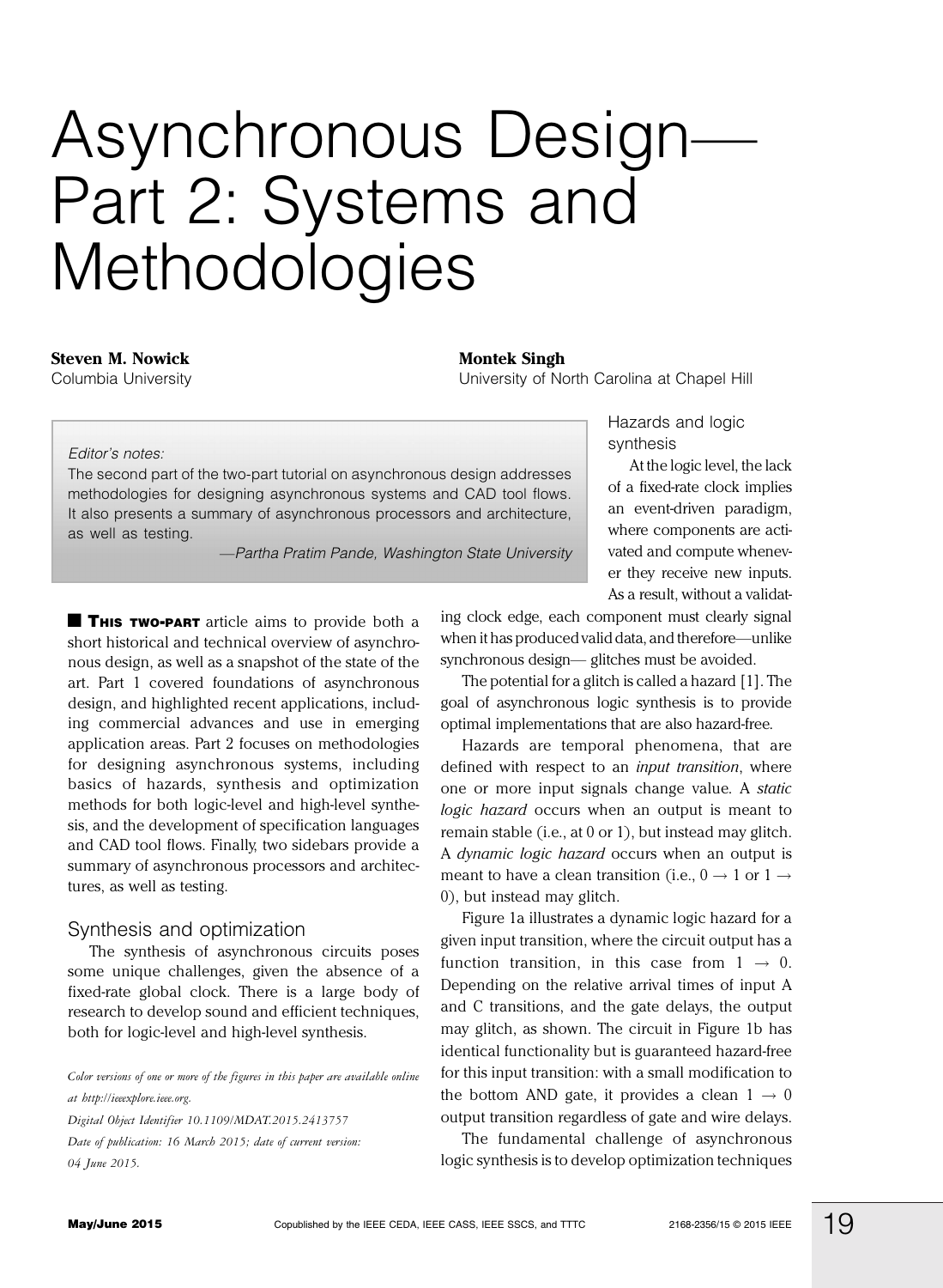# Asynchronous Design—Part 2: Systems and Methodologies

**Steven M. Nowick**
Columbia University

**Montek Singh**
University of North Carolina at Chapel Hill

*Editor's notes:*

The second part of the two-part tutorial on asynchronous design addresses methodologies for designing asynchronous systems and CAD tool flows. It also presents a summary of asynchronous processors and architecture, as well as testing.

—*Partha Pratim Pande, Washington State University*

■ **THIS TWO-PART** article aims to provide both a short historical and technical overview of asynchronous design, as well as a snapshot of the state of the art. Part 1 covered foundations of asynchronous design, and highlighted recent applications, including commercial advances and use in emerging application areas. Part 2 focuses on methodologies for designing asynchronous systems, including basics of hazards, synthesis and optimization methods for both logic-level and high-level synthesis, and the development of specification languages and CAD tool flows. Finally, two sidebars provide a summary of asynchronous processors and architectures, as well as testing.

## Synthesis and optimization

The synthesis of asynchronous circuits poses some unique challenges, given the absence of a fixed-rate global clock. There is a large body of research to develop sound and efficient techniques, both for logic-level and high-level synthesis.

*Color versions of one or more of the figures in this paper are available online at http://ieeexplore.ieee.org.*

*Digital Object Identifier 10.1109/MDAT.2015.2413757*

*Date of publication: 16 March 2015; date of current version: 04 June 2015.*

### Hazards and logic synthesis

At the logic level, the lack of a fixed-rate clock implies an event-driven paradigm, where components are activated and compute whenever they receive new inputs. As a result, without a validating clock edge, each component must clearly signal when it has produced valid data, and therefore—unlike synchronous design— glitches must be avoided.

The potential for a glitch is called a hazard [1]. The goal of asynchronous logic synthesis is to provide optimal implementations that are also hazard-free.

Hazards are temporal phenomena, that are defined with respect to an *input transition*, where one or more input signals change value. A *static logic hazard* occurs when an output is meant to remain stable (i.e., at 0 or 1), but instead may glitch. A *dynamic logic hazard* occurs when an output is meant to have a clean transition (i.e., $0 \rightarrow 1$ or $1 \rightarrow 0$), but instead may glitch.

Figure 1a illustrates a dynamic logic hazard for a given input transition, where the circuit output has a function transition, in this case from $1 \rightarrow 0$. Depending on the relative arrival times of input A and C transitions, and the gate delays, the output may glitch, as shown. The circuit in Figure 1b has identical functionality but is guaranteed hazard-free for this input transition: with a small modification to the bottom AND gate, it provides a clean $1 \rightarrow 0$ output transition regardless of gate and wire delays.

The fundamental challenge of asynchronous logic synthesis is to develop optimization techniques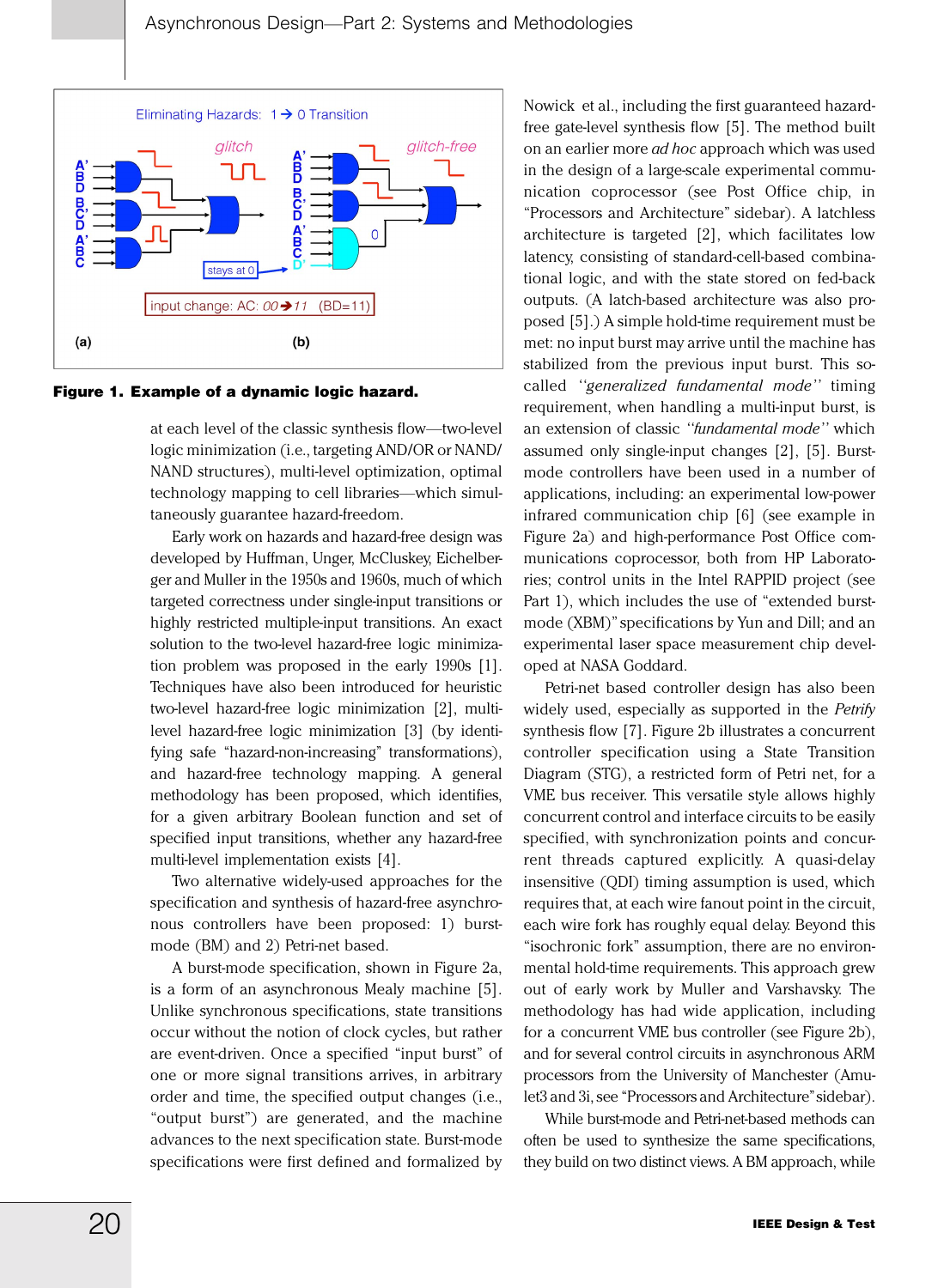Eliminating Hazards: 1 → 0 Transition

glitch

glitch-free

stays at 0

input change: AC: 00→11 (BD=11)

(a)

(b)

**Figure 1. Example of a dynamic logic hazard.**

at each level of the classic synthesis flow—two-level logic minimization (i.e., targeting AND/OR or NAND/NAND structures), multi-level optimization, optimal technology mapping to cell libraries—which simultaneously guarantee hazard-freedom.

Early work on hazards and hazard-free design was developed by Huffman, Unger, McCluskey, Eichelberger and Muller in the 1950s and 1960s, much of which targeted correctness under single-input transitions or highly restricted multiple-input transitions. An exact solution to the two-level hazard-free logic minimization problem was proposed in the early 1990s [1]. Techniques have also been introduced for heuristic two-level hazard-free logic minimization [2], multi-level hazard-free logic minimization [3] (by identifying safe "hazard-non-increasing" transformations), and hazard-free technology mapping. A general methodology has been proposed, which identifies, for a given arbitrary Boolean function and set of specified input transitions, whether any hazard-free multi-level implementation exists [4].

Two alternative widely-used approaches for the specification and synthesis of hazard-free asynchronous controllers have been proposed: 1) burst-mode (BM) and 2) Petri-net based.

A burst-mode specification, shown in Figure 2a, is a form of an asynchronous Mealy machine [5]. Unlike synchronous specifications, state transitions occur without the notion of clock cycles, but rather are event-driven. Once a specified "input burst" of one or more signal transitions arrives, in arbitrary order and time, the specified output changes (i.e., "output burst") are generated, and the machine advances to the next specification state. Burst-mode specifications were first defined and formalized by Nowick et al., including the first guaranteed hazard-free gate-level synthesis flow [5]. The method built on an earlier more *ad hoc* approach which was used in the design of a large-scale experimental communication coprocessor (see Post Office chip, in "Processors and Architecture" sidebar). A latchless architecture is targeted [2], which facilitates low latency, consisting of standard-cell-based combinational logic, and with the state stored on fed-back outputs. (A latch-based architecture was also proposed [5].) A simple hold-time requirement must be met: no input burst may arrive until the machine has stabilized from the previous input burst. This so-called "*generalized fundamental mode*" timing requirement, when handling a multi-input burst, is an extension of classic "*fundamental mode*" which assumed only single-input changes [2], [5]. Burst-mode controllers have been used in a number of applications, including: an experimental low-power infrared communication chip [6] (see example in Figure 2a) and high-performance Post Office communications coprocessor, both from HP Laboratories; control units in the Intel RAPPID project (see Part 1), which includes the use of "extended burst-mode (XBM)" specifications by Yun and Dill; and an experimental laser space measurement chip developed at NASA Goddard.

Petri-net based controller design has also been widely used, especially as supported in the *Petrify* synthesis flow [7]. Figure 2b illustrates a concurrent controller specification using a State Transition Diagram (STG), a restricted form of Petri net, for a VME bus receiver. This versatile style allows highly concurrent control and interface circuits to be easily specified, with synchronization points and concurrent threads captured explicitly. A quasi-delay insensitive (QDI) timing assumption is used, which requires that, at each wire fanout point in the circuit, each wire fork has roughly equal delay. Beyond this "isochronic fork" assumption, there are no environmental hold-time requirements. This approach grew out of early work by Muller and Varshavsky. The methodology has had wide application, including for a concurrent VME bus controller (see Figure 2b), and for several control circuits in asynchronous ARM processors from the University of Manchester (Amulet3 and 3i, see "Processors and Architecture" sidebar).

While burst-mode and Petri-net-based methods can often be used to synthesize the same specifications, they build on two distinct views. A BM approach, while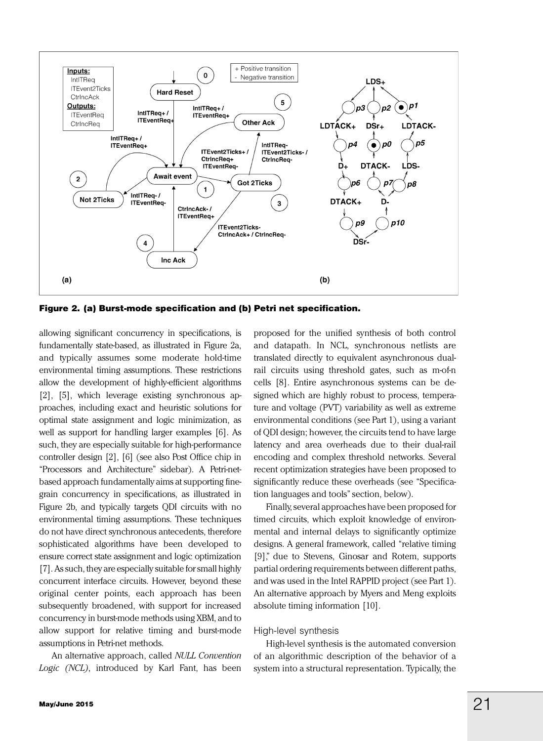Inputs:
IntITReq
ITEvent2Ticks
CtrIncAck
Outputs:
ITEventReq
CtrIncReq

+ Positive transition
- Negative transition

0
Hard Reset
IntITReq+ / ITEventReq+
IntITReq+ / ITEventReq+
5
Other Ack
IntITReq+ / ITEventReq+
2
Not 2Ticks
Await event
IntITReq- / ITEventReq-
1
ITEvent2Ticks+ / CtrIncReq+ ITEventReq-
IntITReq- ITEvent2Ticks- / CtrIncReq-
Got 2Ticks
3
CtrIncAck- / ITEventReq+
ITEvent2Ticks- CtrIncAck+ / CtrIncReq-
4
Inc Ack
(a)

LDS+
p3 p2 p1
LDTACK+ DSr+ LDTACK-
p4 p0 p5
D+ DTACK- LDS-
p6 p7 p8
DTACK+ D-
p9 p10
DSr-
(b)

**Figure 2. (a) Burst-mode specification and (b) Petri net specification.**

allowing significant concurrency in specifications, is fundamentally state-based, as illustrated in Figure 2a, and typically assumes some moderate hold-time environmental timing assumptions. These restrictions allow the development of highly-efficient algorithms [2], [5], which leverage existing synchronous approaches, including exact and heuristic solutions for optimal state assignment and logic minimization, as well as support for handling larger examples [6]. As such, they are especially suitable for high-performance controller design [2], [6] (see also Post Office chip in "Processors and Architecture" sidebar). A Petri-net-based approach fundamentally aims at supporting fine-grain concurrency in specifications, as illustrated in Figure 2b, and typically targets QDI circuits with no environmental timing assumptions. These techniques do not have direct synchronous antecedents, therefore sophisticated algorithms have been developed to ensure correct state assignment and logic optimization [7]. As such, they are especially suitable for small highly concurrent interface circuits. However, beyond these original center points, each approach has been subsequently broadened, with support for increased concurrency in burst-mode methods using XBM, and to allow support for relative timing and burst-mode assumptions in Petri-net methods.

An alternative approach, called *NULL Convention Logic (NCL)*, introduced by Karl Fant, has been proposed for the unified synthesis of both control and datapath. In NCL, synchronous netlists are translated directly to equivalent asynchronous dual-rail circuits using threshold gates, such as m-of-n cells [8]. Entire asynchronous systems can be designed which are highly robust to process, temperature and voltage (PVT) variability as well as extreme environmental conditions (see Part 1), using a variant of QDI design; however, the circuits tend to have large latency and area overheads due to their dual-rail encoding and complex threshold networks. Several recent optimization strategies have been proposed to significantly reduce these overheads (see "Specification languages and tools" section, below).

Finally, several approaches have been proposed for timed circuits, which exploit knowledge of environmental and internal delays to significantly optimize designs. A general framework, called "relative timing [9]," due to Stevens, Ginosar and Rotem, supports partial ordering requirements between different paths, and was used in the Intel RAPPID project (see Part 1). An alternative approach by Myers and Meng exploits absolute timing information [10].

### High-level synthesis

High-level synthesis is the automated conversion of an algorithmic description of the behavior of a system into a structural representation. Typically, the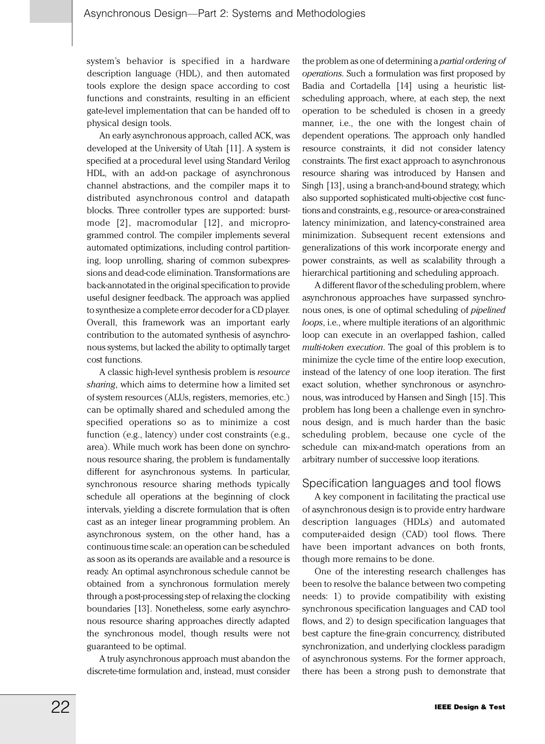system's behavior is specified in a hardware description language (HDL), and then automated tools explore the design space according to cost functions and constraints, resulting in an efficient gate-level implementation that can be handed off to physical design tools.

An early asynchronous approach, called ACK, was developed at the University of Utah [11]. A system is specified at a procedural level using Standard Verilog HDL, with an add-on package of asynchronous channel abstractions, and the compiler maps it to distributed asynchronous control and datapath blocks. Three controller types are supported: burst-mode [2], macromodular [12], and microprogrammed control. The compiler implements several automated optimizations, including control partitioning, loop unrolling, sharing of common subexpressions and dead-code elimination. Transformations are back-annotated in the original specification to provide useful designer feedback. The approach was applied to synthesize a complete error decoder for a CD player. Overall, this framework was an important early contribution to the automated synthesis of asynchronous systems, but lacked the ability to optimally target cost functions.

A classic high-level synthesis problem is *resource sharing*, which aims to determine how a limited set of system resources (ALUs, registers, memories, etc.) can be optimally shared and scheduled among the specified operations so as to minimize a cost function (e.g., latency) under cost constraints (e.g., area). While much work has been done on synchronous resource sharing, the problem is fundamentally different for asynchronous systems. In particular, synchronous resource sharing methods typically schedule all operations at the beginning of clock intervals, yielding a discrete formulation that is often cast as an integer linear programming problem. An asynchronous system, on the other hand, has a continuous time scale: an operation can be scheduled as soon as its operands are available and a resource is ready. An optimal asynchronous schedule cannot be obtained from a synchronous formulation merely through a post-processing step of relaxing the clocking boundaries [13]. Nonetheless, some early asynchronous resource sharing approaches directly adapted the synchronous model, though results were not guaranteed to be optimal.

A truly asynchronous approach must abandon the discrete-time formulation and, instead, must consider the problem as one of determining a *partial ordering of operations*. Such a formulation was first proposed by Badia and Cortadella [14] using a heuristic list-scheduling approach, where, at each step, the next operation to be scheduled is chosen in a greedy manner, i.e., the one with the longest chain of dependent operations. The approach only handled resource constraints, it did not consider latency constraints. The first exact approach to asynchronous resource sharing was introduced by Hansen and Singh [13], using a branch-and-bound strategy, which also supported sophisticated multi-objective cost functions and constraints, e.g., resource- or area-constrained latency minimization, and latency-constrained area minimization. Subsequent recent extensions and generalizations of this work incorporate energy and power constraints, as well as scalability through a hierarchical partitioning and scheduling approach.

A different flavor of the scheduling problem, where asynchronous approaches have surpassed synchronous ones, is one of optimal scheduling of *pipelined loops*, i.e., where multiple iterations of an algorithmic loop can execute in an overlapped fashion, called *multi-token execution*. The goal of this problem is to minimize the cycle time of the entire loop execution, instead of the latency of one loop iteration. The first exact solution, whether synchronous or asynchronous, was introduced by Hansen and Singh [15]. This problem has long been a challenge even in synchronous design, and is much harder than the basic scheduling problem, because one cycle of the schedule can mix-and-match operations from an arbitrary number of successive loop iterations.

## Specification languages and tool flows

A key component in facilitating the practical use of asynchronous design is to provide entry hardware description languages (HDLs) and automated computer-aided design (CAD) tool flows. There have been important advances on both fronts, though more remains to be done.

One of the interesting research challenges has been to resolve the balance between two competing needs: 1) to provide compatibility with existing synchronous specification languages and CAD tool flows, and 2) to design specification languages that best capture the fine-grain concurrency, distributed synchronization, and underlying clockless paradigm of asynchronous systems. For the former approach, there has been a strong push to demonstrate that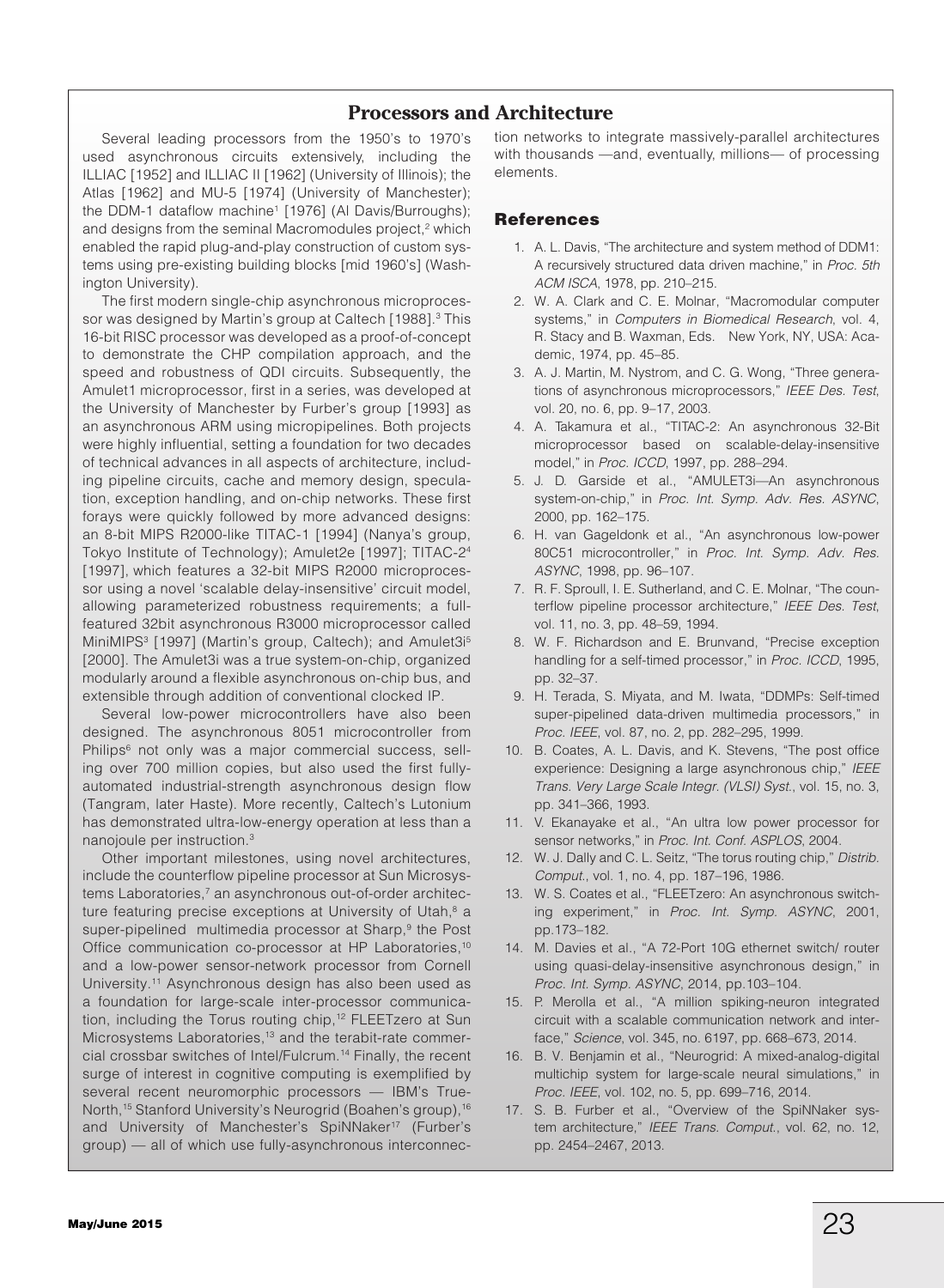## Processors and Architecture

Several leading processors from the 1950's to 1970's used asynchronous circuits extensively, including the ILLIAC [1952] and ILLIAC II [1962] (University of Illinois); the Atlas [1962] and MU-5 [1974] (University of Manchester); the DDM-1 dataflow machine[1] [1976] (Al Davis/Burroughs); and designs from the seminal Macromodules project,[2] which enabled the rapid plug-and-play construction of custom systems using pre-existing building blocks [mid 1960's] (Washington University).

The first modern single-chip asynchronous microprocessor was designed by Martin's group at Caltech [1988].[3] This 16-bit RISC processor was developed as a proof-of-concept to demonstrate the CHP compilation approach, and the speed and robustness of QDI circuits. Subsequently, the Amulet1 microprocessor, first in a series, was developed at the University of Manchester by Furber's group [1993] as an asynchronous ARM using micropipelines. Both projects were highly influential, setting a foundation for two decades of technical advances in all aspects of architecture, including pipeline circuits, cache and memory design, speculation, exception handling, and on-chip networks. These first forays were quickly followed by more advanced designs: an 8-bit MIPS R2000-like TITAC-1 [1994] (Nanya's group, Tokyo Institute of Technology); Amulet2e [1997]; TITAC-2[4] [1997], which features a 32-bit MIPS R2000 microprocessor using a novel 'scalable delay-insensitive' circuit model, allowing parameterized robustness requirements; a full-featured 32bit asynchronous R3000 microprocessor called MiniMIPS[3] [1997] (Martin's group, Caltech); and Amulet3i[5] [2000]. The Amulet3i was a true system-on-chip, organized modularly around a flexible asynchronous on-chip bus, and extensible through addition of conventional clocked IP.

Several low-power microcontrollers have also been designed. The asynchronous 8051 microcontroller from Philips[6] not only was a major commercial success, selling over 700 million copies, but also used the first fully-automated industrial-strength asynchronous design flow (Tangram, later Haste). More recently, Caltech's Lutonium has demonstrated ultra-low-energy operation at less than a nanojoule per instruction.[3]

Other important milestones, using novel architectures, include the counterflow pipeline processor at Sun Microsystems Laboratories,[7] an asynchronous out-of-order architecture featuring precise exceptions at University of Utah,[8] a super-pipelined multimedia processor at Sharp,[9] the Post Office communication co-processor at HP Laboratories,[10] and a low-power sensor-network processor from Cornell University.[11] Asynchronous design has also been used as a foundation for large-scale inter-processor communication, including the Torus routing chip,[12] FLEETzero at Sun Microsystems Laboratories,[13] and the terabit-rate commercial crossbar switches of Intel/Fulcrum.[14] Finally, the recent surge of interest in cognitive computing is exemplified by several recent neuromorphic processors — IBM's TrueNorth,[15] Stanford University's Neurogrid (Boahen's group),[16] and University of Manchester's SpiNNaker[17] (Furber's group) — all of which use fully-asynchronous interconnection networks to integrate massively-parallel architectures with thousands —and, eventually, millions— of processing elements.

### References

1. A. L. Davis, "The architecture and system method of DDM1: A recursively structured data driven machine," in *Proc. 5th ACM ISCA*, 1978, pp. 210–215.
2. W. A. Clark and C. E. Molnar, "Macromodular computer systems," in *Computers in Biomedical Research*, vol. 4, R. Stacy and B. Waxman, Eds. New York, NY, USA: Academic, 1974, pp. 45–85.
3. A. J. Martin, M. Nystrom, and C. G. Wong, "Three generations of asynchronous microprocessors," *IEEE Des. Test*, vol. 20, no. 6, pp. 9–17, 2003.
4. A. Takamura et al., "TITAC-2: An asynchronous 32-Bit microprocessor based on scalable-delay-insensitive model," in *Proc. ICCD*, 1997, pp. 288–294.
5. J. D. Garside et al., "AMULET3i—An asynchronous system-on-chip," in *Proc. Int. Symp. Adv. Res. ASYNC*, 2000, pp. 162–175.
6. H. van Gageldonk et al., "An asynchronous low-power 80C51 microcontroller," in *Proc. Int. Symp. Adv. Res. ASYNC*, 1998, pp. 96–107.
7. R. F. Sproull, I. E. Sutherland, and C. E. Molnar, "The counterflow pipeline processor architecture," *IEEE Des. Test*, vol. 11, no. 3, pp. 48–59, 1994.
8. W. F. Richardson and E. Brunvand, "Precise exception handling for a self-timed processor," in *Proc. ICCD*, 1995, pp. 32–37.
9. H. Terada, S. Miyata, and M. Iwata, "DDMPs: Self-timed super-pipelined data-driven multimedia processors," in *Proc. IEEE*, vol. 87, no. 2, pp. 282–295, 1999.
10. B. Coates, A. L. Davis, and K. Stevens, "The post office experience: Designing a large asynchronous chip," *IEEE Trans. Very Large Scale Integr. (VLSI) Syst.*, vol. 15, no. 3, pp. 341–366, 1993.
11. V. Ekanayake et al., "An ultra low power processor for sensor networks," in *Proc. Int. Conf. ASPLOS*, 2004.
12. W. J. Dally and C. L. Seitz, "The torus routing chip," *Distrib. Comput.*, vol. 1, no. 4, pp. 187–196, 1986.
13. W. S. Coates et al., "FLEETzero: An asynchronous switching experiment," in *Proc. Int. Symp. ASYNC*, 2001, pp.173–182.
14. M. Davies et al., "A 72-Port 10G ethernet switch/ router using quasi-delay-insensitive asynchronous design," in *Proc. Int. Symp. ASYNC*, 2014, pp.103–104.
15. P. Merolla et al., "A million spiking-neuron integrated circuit with a scalable communication network and interface," *Science*, vol. 345, no. 6197, pp. 668–673, 2014.
16. B. V. Benjamin et al., "Neurogrid: A mixed-analog-digital multichip system for large-scale neural simulations," in *Proc. IEEE*, vol. 102, no. 5, pp. 699–716, 2014.
17. S. B. Furber et al., "Overview of the SpiNNaker system architecture," *IEEE Trans. Comput.*, vol. 62, no. 12, pp. 2454–2467, 2013.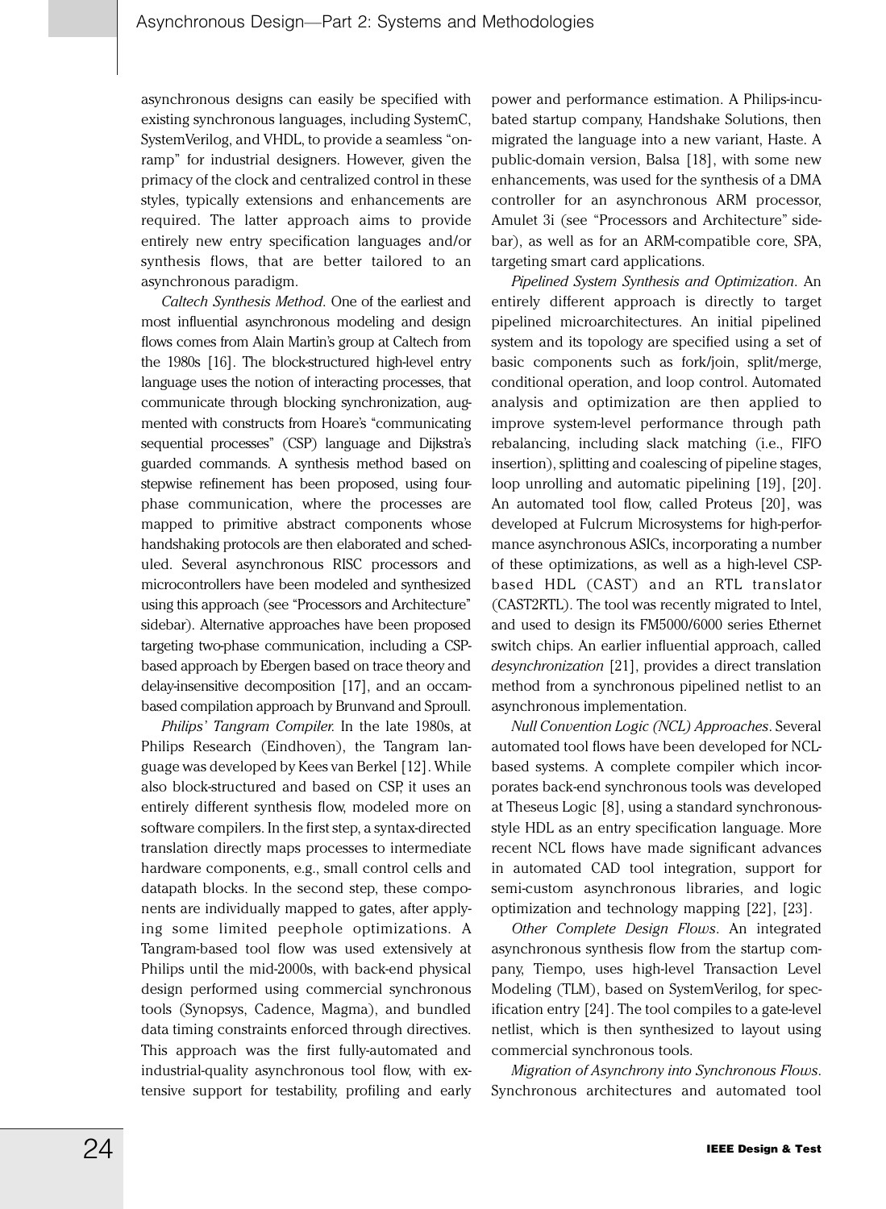asynchronous designs can easily be specified with existing synchronous languages, including SystemC, SystemVerilog, and VHDL, to provide a seamless "on-ramp" for industrial designers. However, given the primacy of the clock and centralized control in these styles, typically extensions and enhancements are required. The latter approach aims to provide entirely new entry specification languages and/or synthesis flows, that are better tailored to an asynchronous paradigm.

*Caltech Synthesis Method.* One of the earliest and most influential asynchronous modeling and design flows comes from Alain Martin's group at Caltech from the 1980s [16]. The block-structured high-level entry language uses the notion of interacting processes, that communicate through blocking synchronization, augmented with constructs from Hoare's "communicating sequential processes" (CSP) language and Dijkstra's guarded commands. A synthesis method based on stepwise refinement has been proposed, using four-phase communication, where the processes are mapped to primitive abstract components whose handshaking protocols are then elaborated and scheduled. Several asynchronous RISC processors and microcontrollers have been modeled and synthesized using this approach (see "Processors and Architecture" sidebar). Alternative approaches have been proposed targeting two-phase communication, including a CSP-based approach by Ebergen based on trace theory and delay-insensitive decomposition [17], and an occam-based compilation approach by Brunvand and Sproull.

*Philips' Tangram Compiler.* In the late 1980s, at Philips Research (Eindhoven), the Tangram language was developed by Kees van Berkel [12]. While also block-structured and based on CSP, it uses an entirely different synthesis flow, modeled more on software compilers. In the first step, a syntax-directed translation directly maps processes to intermediate hardware components, e.g., small control cells and datapath blocks. In the second step, these components are individually mapped to gates, after applying some limited peephole optimizations. A Tangram-based tool flow was used extensively at Philips until the mid-2000s, with back-end physical design performed using commercial synchronous tools (Synopsys, Cadence, Magma), and bundled data timing constraints enforced through directives. This approach was the first fully-automated and industrial-quality asynchronous tool flow, with extensive support for testability, profiling and early power and performance estimation. A Philips-incubated startup company, Handshake Solutions, then migrated the language into a new variant, Haste. A public-domain version, Balsa [18], with some new enhancements, was used for the synthesis of a DMA controller for an asynchronous ARM processor, Amulet 3i (see "Processors and Architecture" sidebar), as well as for an ARM-compatible core, SPA, targeting smart card applications.

*Pipelined System Synthesis and Optimization.* An entirely different approach is directly to target pipelined microarchitectures. An initial pipelined system and its topology are specified using a set of basic components such as fork/join, split/merge, conditional operation, and loop control. Automated analysis and optimization are then applied to improve system-level performance through path rebalancing, including slack matching (i.e., FIFO insertion), splitting and coalescing of pipeline stages, loop unrolling and automatic pipelining [19], [20]. An automated tool flow, called Proteus [20], was developed at Fulcrum Microsystems for high-performance asynchronous ASICs, incorporating a number of these optimizations, as well as a high-level CSP-based HDL (CAST) and an RTL translator (CAST2RTL). The tool was recently migrated to Intel, and used to design its FM5000/6000 series Ethernet switch chips. An earlier influential approach, called *desynchronization* [21], provides a direct translation method from a synchronous pipelined netlist to an asynchronous implementation.

*Null Convention Logic (NCL) Approaches.* Several automated tool flows have been developed for NCL-based systems. A complete compiler which incorporates back-end synchronous tools was developed at Theseus Logic [8], using a standard synchronous-style HDL as an entry specification language. More recent NCL flows have made significant advances in automated CAD tool integration, support for semi-custom asynchronous libraries, and logic optimization and technology mapping [22], [23].

*Other Complete Design Flows.* An integrated asynchronous synthesis flow from the startup company, Tiempo, uses high-level Transaction Level Modeling (TLM), based on SystemVerilog, for specification entry [24]. The tool compiles to a gate-level netlist, which is then synthesized to layout using commercial synchronous tools.

*Migration of Asynchrony into Synchronous Flows.* Synchronous architectures and automated tool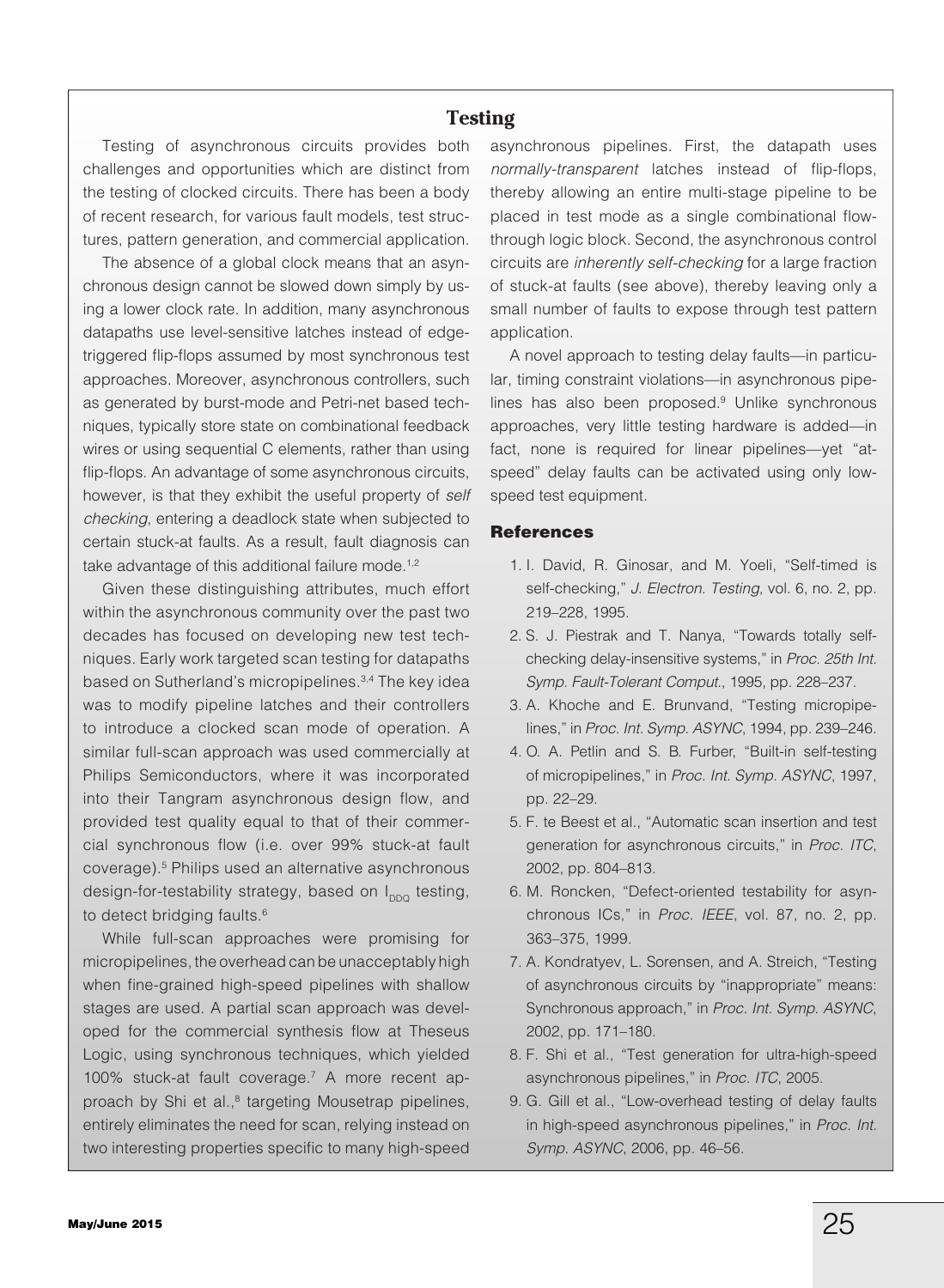## Testing

Testing of asynchronous circuits provides both challenges and opportunities which are distinct from the testing of clocked circuits. There has been a body of recent research, for various fault models, test structures, pattern generation, and commercial application.

The absence of a global clock means that an asynchronous design cannot be slowed down simply by using a lower clock rate. In addition, many asynchronous datapaths use level-sensitive latches instead of edge-triggered flip-flops assumed by most synchronous test approaches. Moreover, asynchronous controllers, such as generated by burst-mode and Petri-net based techniques, typically store state on combinational feedback wires or using sequential C elements, rather than using flip-flops. An advantage of some asynchronous circuits, however, is that they exhibit the useful property of *self checking*, entering a deadlock state when subjected to certain stuck-at faults. As a result, fault diagnosis can take advantage of this additional failure mode.[1,2]

Given these distinguishing attributes, much effort within the asynchronous community over the past two decades has focused on developing new test techniques. Early work targeted scan testing for datapaths based on Sutherland's micropipelines.[3,4] The key idea was to modify pipeline latches and their controllers to introduce a clocked scan mode of operation. A similar full-scan approach was used commercially at Philips Semiconductors, where it was incorporated into their Tangram asynchronous design flow, and provided test quality equal to that of their commercial synchronous flow (i.e. over 99% stuck-at fault coverage).[5] Philips used an alternative asynchronous design-for-testability strategy, based on $I_{DDQ}$ testing, to detect bridging faults.[6]

While full-scan approaches were promising for micropipelines, the overhead can be unacceptably high when fine-grained high-speed pipelines with shallow stages are used. A partial scan approach was developed for the commercial synthesis flow at Theseus Logic, using synchronous techniques, which yielded 100% stuck-at fault coverage.[7] A more recent approach by Shi et al.,[8] targeting Mousetrap pipelines, entirely eliminates the need for scan, relying instead on two interesting properties specific to many high-speed asynchronous pipelines. First, the datapath uses *normally-transparent* latches instead of flip-flops, thereby allowing an entire multi-stage pipeline to be placed in test mode as a single combinational flow-through logic block. Second, the asynchronous control circuits are *inherently self-checking* for a large fraction of stuck-at faults (see above), thereby leaving only a small number of faults to expose through test pattern application.

A novel approach to testing delay faults—in particular, timing constraint violations—in asynchronous pipelines has also been proposed.[9] Unlike synchronous approaches, very little testing hardware is added—in fact, none is required for linear pipelines—yet "at-speed" delay faults can be activated using only low-speed test equipment.

### References

1. I. David, R. Ginosar, and M. Yoeli, "Self-timed is self-checking," *J. Electron. Testing*, vol. 6, no. 2, pp. 219–228, 1995.
2. S. J. Piestrak and T. Nanya, "Towards totally self-checking delay-insensitive systems," in *Proc. 25th Int. Symp. Fault-Tolerant Comput.*, 1995, pp. 228–237.
3. A. Khoche and E. Brunvand, "Testing micropipelines," in *Proc. Int. Symp. ASYNC*, 1994, pp. 239–246.
4. O. A. Petlin and S. B. Furber, "Built-in self-testing of micropipelines," in *Proc. Int. Symp. ASYNC*, 1997, pp. 22–29.
5. F. te Beest et al., "Automatic scan insertion and test generation for asynchronous circuits," in *Proc. ITC*, 2002, pp. 804–813.
6. M. Roncken, "Defect-oriented testability for asynchronous ICs," in *Proc. IEEE*, vol. 87, no. 2, pp. 363–375, 1999.
7. A. Kondratyev, L. Sorensen, and A. Streich, "Testing of asynchronous circuits by "inappropriate" means: Synchronous approach," in *Proc. Int. Symp. ASYNC*, 2002, pp. 171–180.
8. F. Shi et al., "Test generation for ultra-high-speed asynchronous pipelines," in *Proc. ITC*, 2005.
9. G. Gill et al., "Low-overhead testing of delay faults in high-speed asynchronous pipelines," in *Proc. Int. Symp. ASYNC*, 2006, pp. 46–56.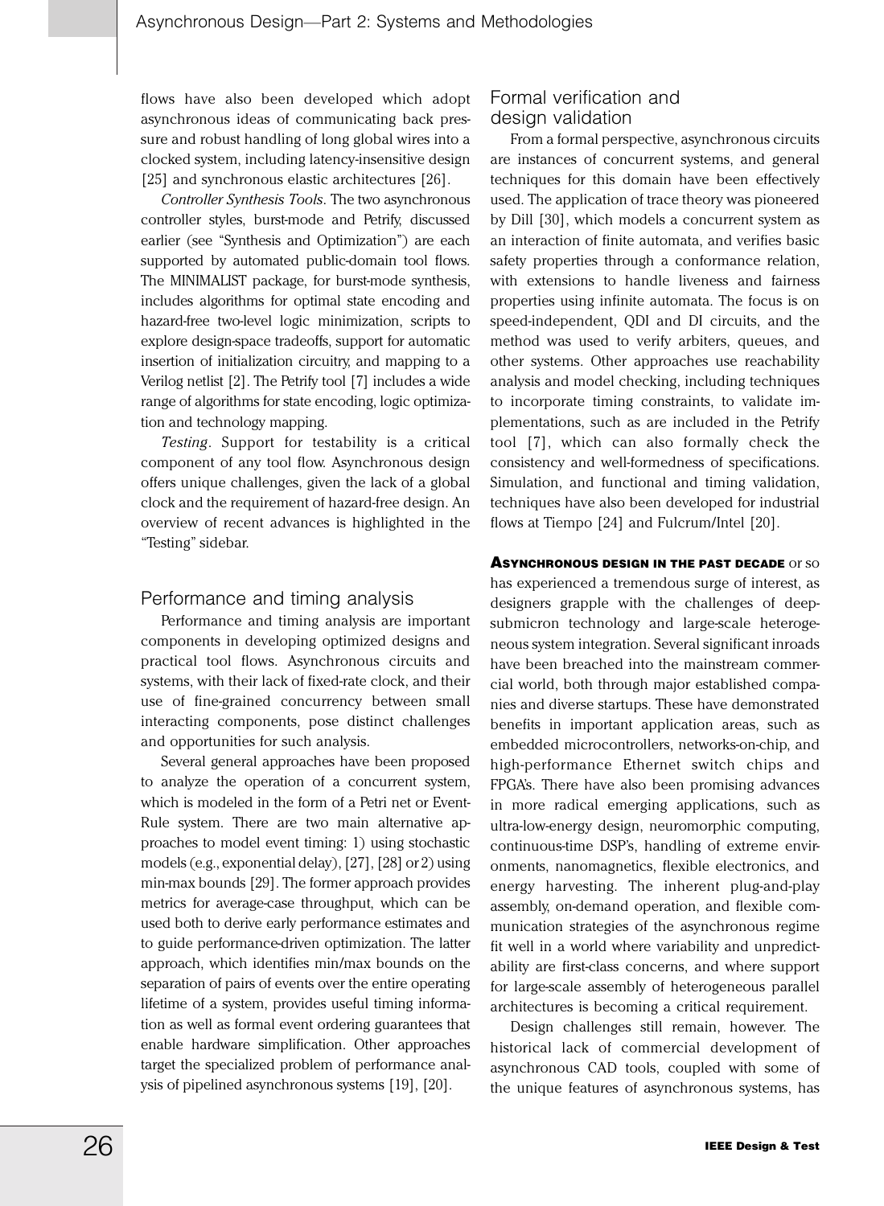flows have also been developed which adopt asynchronous ideas of communicating back pressure and robust handling of long global wires into a clocked system, including latency-insensitive design [25] and synchronous elastic architectures [26].

*Controller Synthesis Tools*. The two asynchronous controller styles, burst-mode and Petrify, discussed earlier (see "Synthesis and Optimization") are each supported by automated public-domain tool flows. The MINIMALIST package, for burst-mode synthesis, includes algorithms for optimal state encoding and hazard-free two-level logic minimization, scripts to explore design-space tradeoffs, support for automatic insertion of initialization circuitry, and mapping to a Verilog netlist [2]. The Petrify tool [7] includes a wide range of algorithms for state encoding, logic optimization and technology mapping.

*Testing*. Support for testability is a critical component of any tool flow. Asynchronous design offers unique challenges, given the lack of a global clock and the requirement of hazard-free design. An overview of recent advances is highlighted in the "Testing" sidebar.

## Performance and timing analysis

Performance and timing analysis are important components in developing optimized designs and practical tool flows. Asynchronous circuits and systems, with their lack of fixed-rate clock, and their use of fine-grained concurrency between small interacting components, pose distinct challenges and opportunities for such analysis.

Several general approaches have been proposed to analyze the operation of a concurrent system, which is modeled in the form of a Petri net or Event-Rule system. There are two main alternative approaches to model event timing: 1) using stochastic models (e.g., exponential delay), [27], [28] or 2) using min-max bounds [29]. The former approach provides metrics for average-case throughput, which can be used both to derive early performance estimates and to guide performance-driven optimization. The latter approach, which identifies min/max bounds on the separation of pairs of events over the entire operating lifetime of a system, provides useful timing information as well as formal event ordering guarantees that enable hardware simplification. Other approaches target the specialized problem of performance analysis of pipelined asynchronous systems [19], [20].

## Formal verification and design validation

From a formal perspective, asynchronous circuits are instances of concurrent systems, and general techniques for this domain have been effectively used. The application of trace theory was pioneered by Dill [30], which models a concurrent system as an interaction of finite automata, and verifies basic safety properties through a conformance relation, with extensions to handle liveness and fairness properties using infinite automata. The focus is on speed-independent, QDI and DI circuits, and the method was used to verify arbiters, queues, and other systems. Other approaches use reachability analysis and model checking, including techniques to incorporate timing constraints, to validate implementations, such as are included in the Petrify tool [7], which can also formally check the consistency and well-formedness of specifications. Simulation, and functional and timing validation, techniques have also been developed for industrial flows at Tiempo [24] and Fulcrum/Intel [20].

**ASYNCHRONOUS DESIGN IN THE PAST DECADE** or so has experienced a tremendous surge of interest, as designers grapple with the challenges of deep-submicron technology and large-scale heterogeneous system integration. Several significant inroads have been breached into the mainstream commercial world, both through major established companies and diverse startups. These have demonstrated benefits in important application areas, such as embedded microcontrollers, networks-on-chip, and high-performance Ethernet switch chips and FPGA's. There have also been promising advances in more radical emerging applications, such as ultra-low-energy design, neuromorphic computing, continuous-time DSP's, handling of extreme environments, nanomagnetics, flexible electronics, and energy harvesting. The inherent plug-and-play assembly, on-demand operation, and flexible communication strategies of the asynchronous regime fit well in a world where variability and unpredictability are first-class concerns, and where support for large-scale assembly of heterogeneous parallel architectures is becoming a critical requirement.

Design challenges still remain, however. The historical lack of commercial development of asynchronous CAD tools, coupled with some of the unique features of asynchronous systems, has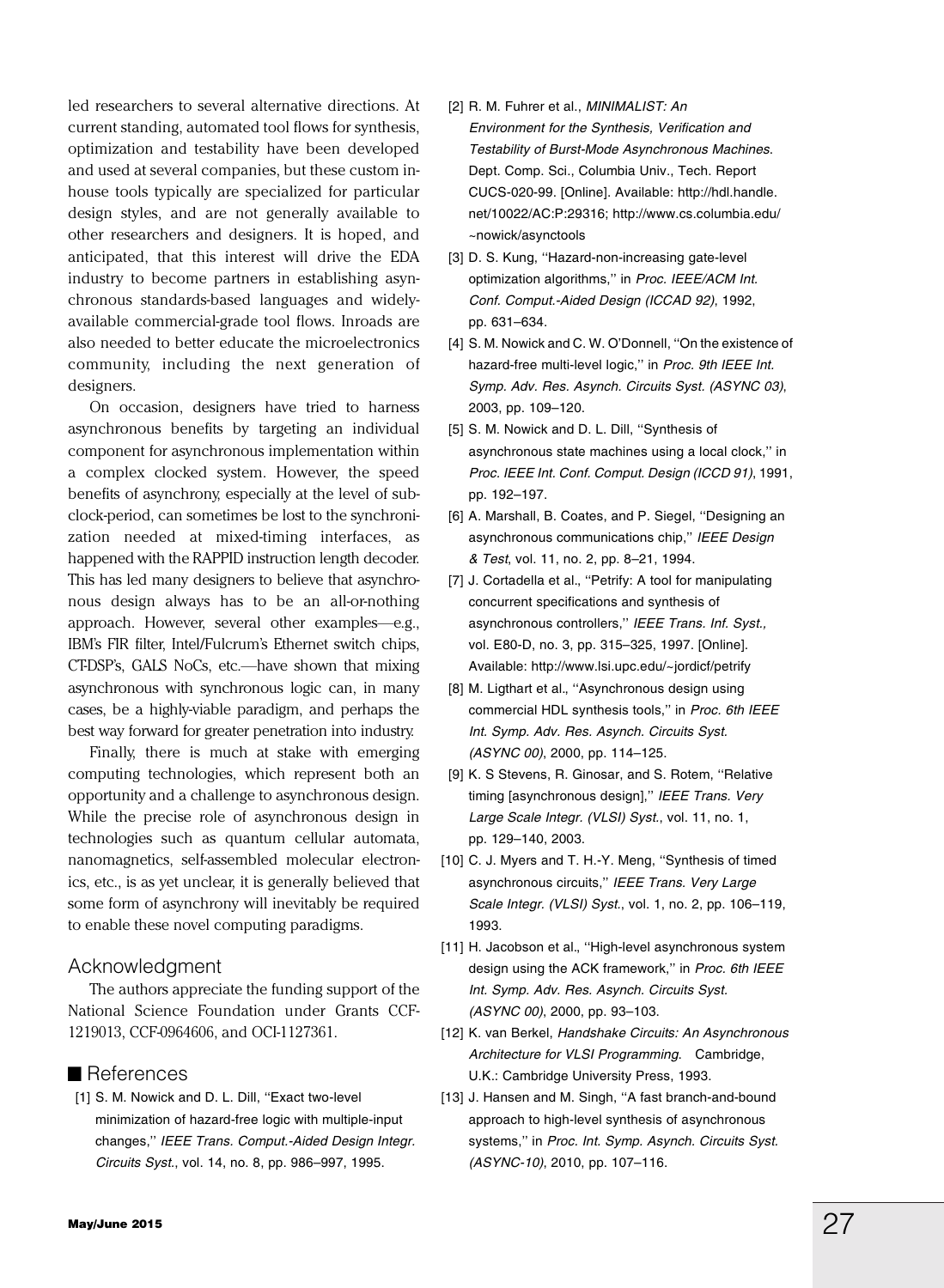led researchers to several alternative directions. At current standing, automated tool flows for synthesis, optimization and testability have been developed and used at several companies, but these custom in-house tools typically are specialized for particular design styles, and are not generally available to other researchers and designers. It is hoped, and anticipated, that this interest will drive the EDA industry to become partners in establishing asynchronous standards-based languages and widely-available commercial-grade tool flows. Inroads are also needed to better educate the microelectronics community, including the next generation of designers.

On occasion, designers have tried to harness asynchronous benefits by targeting an individual component for asynchronous implementation within a complex clocked system. However, the speed benefits of asynchrony, especially at the level of sub-clock-period, can sometimes be lost to the synchronization needed at mixed-timing interfaces, as happened with the RAPPID instruction length decoder. This has led many designers to believe that asynchronous design always has to be an all-or-nothing approach. However, several other examples—e.g., IBM's FIR filter, Intel/Fulcrum's Ethernet switch chips, CT-DSP's, GALS NoCs, etc.—have shown that mixing asynchronous with synchronous logic can, in many cases, be a highly-viable paradigm, and perhaps the best way forward for greater penetration into industry.

Finally, there is much at stake with emerging computing technologies, which represent both an opportunity and a challenge to asynchronous design. While the precise role of asynchronous design in technologies such as quantum cellular automata, nanomagnetics, self-assembled molecular electronics, etc., is as yet unclear, it is generally believed that some form of asynchrony will inevitably be required to enable these novel computing paradigms.

## Acknowledgment

The authors appreciate the funding support of the National Science Foundation under Grants CCF-1219013, CCF-0964606, and OCI-1127361.

## References

[1] S. M. Nowick and D. L. Dill, "Exact two-level minimization of hazard-free logic with multiple-input changes," *IEEE Trans. Comput.-Aided Design Integr. Circuits Syst.*, vol. 14, no. 8, pp. 986–997, 1995.

[2] R. M. Fuhrer et al., *MINIMALIST: An Environment for the Synthesis, Verification and Testability of Burst-Mode Asynchronous Machines*. Dept. Comp. Sci., Columbia Univ., Tech. Report CUCS-020-99. [Online]. Available: http://hdl.handle.net/10022/AC:P:29316; http://www.cs.columbia.edu/~nowick/asynctools

[3] D. S. Kung, "Hazard-non-increasing gate-level optimization algorithms," in *Proc. IEEE/ACM Int. Conf. Comput.-Aided Design (ICCAD 92)*, 1992, pp. 631–634.

[4] S. M. Nowick and C. W. O'Donnell, "On the existence of hazard-free multi-level logic," in *Proc. 9th IEEE Int. Symp. Adv. Res. Asynch. Circuits Syst. (ASYNC 03)*, 2003, pp. 109–120.

[5] S. M. Nowick and D. L. Dill, "Synthesis of asynchronous state machines using a local clock," in *Proc. IEEE Int. Conf. Comput. Design (ICCD 91)*, 1991, pp. 192–197.

[6] A. Marshall, B. Coates, and P. Siegel, "Designing an asynchronous communications chip," *IEEE Design & Test*, vol. 11, no. 2, pp. 8–21, 1994.

[7] J. Cortadella et al., "Petrify: A tool for manipulating concurrent specifications and synthesis of asynchronous controllers," *IEEE Trans. Inf. Syst.,* vol. E80-D, no. 3, pp. 315–325, 1997. [Online]. Available: http://www.lsi.upc.edu/~jordicf/petrify

[8] M. Ligthart et al., "Asynchronous design using commercial HDL synthesis tools," in *Proc. 6th IEEE Int. Symp. Adv. Res. Asynch. Circuits Syst. (ASYNC 00)*, 2000, pp. 114–125.

[9] K. S Stevens, R. Ginosar, and S. Rotem, "Relative timing [asynchronous design]," *IEEE Trans. Very Large Scale Integr. (VLSI) Syst.*, vol. 11, no. 1, pp. 129–140, 2003.

[10] C. J. Myers and T. H.-Y. Meng, "Synthesis of timed asynchronous circuits," *IEEE Trans. Very Large Scale Integr. (VLSI) Syst.*, vol. 1, no. 2, pp. 106–119, 1993.

[11] H. Jacobson et al., "High-level asynchronous system design using the ACK framework," in *Proc. 6th IEEE Int. Symp. Adv. Res. Asynch. Circuits Syst. (ASYNC 00)*, 2000, pp. 93–103.

[12] K. van Berkel, *Handshake Circuits: An Asynchronous Architecture for VLSI Programming*. Cambridge, U.K.: Cambridge University Press, 1993.

[13] J. Hansen and M. Singh, "A fast branch-and-bound approach to high-level synthesis of asynchronous systems," in *Proc. Int. Symp. Asynch. Circuits Syst. (ASYNC-10)*, 2010, pp. 107–116.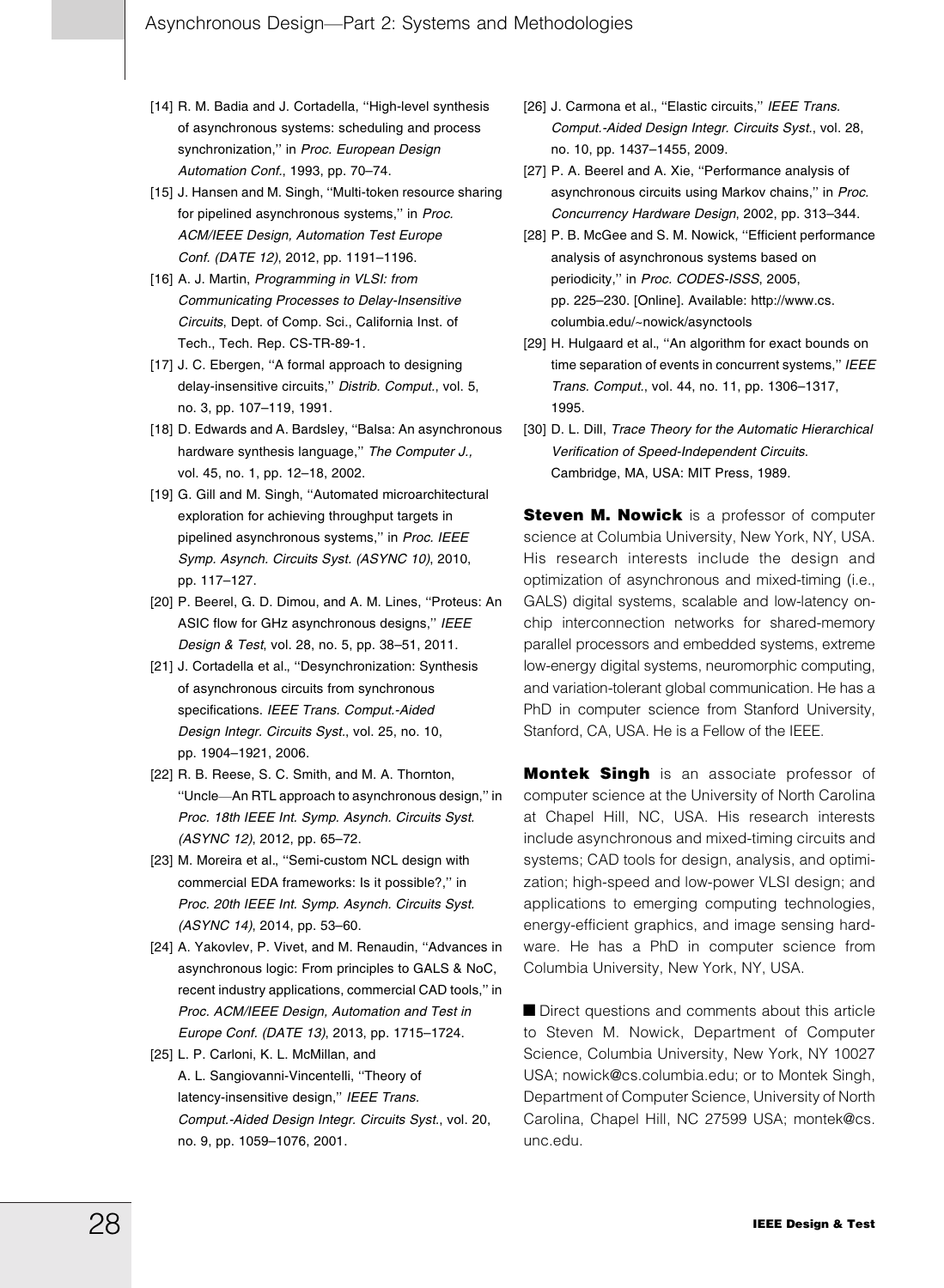[14] R. M. Badia and J. Cortadella, ''High-level synthesis of asynchronous systems: scheduling and process synchronization,'' in *Proc. European Design Automation Conf.*, 1993, pp. 70–74.

[15] J. Hansen and M. Singh, ''Multi-token resource sharing for pipelined asynchronous systems,'' in *Proc. ACM/IEEE Design, Automation Test Europe Conf. (DATE 12)*, 2012, pp. 1191–1196.

[16] A. J. Martin, *Programming in VLSI: from Communicating Processes to Delay-Insensitive Circuits*, Dept. of Comp. Sci., California Inst. of Tech., Tech. Rep. CS-TR-89-1.

[17] J. C. Ebergen, ''A formal approach to designing delay-insensitive circuits,'' *Distrib. Comput.*, vol. 5, no. 3, pp. 107–119, 1991.

[18] D. Edwards and A. Bardsley, ''Balsa: An asynchronous hardware synthesis language,'' *The Computer J.,* vol. 45, no. 1, pp. 12–18, 2002.

[19] G. Gill and M. Singh, ''Automated microarchitectural exploration for achieving throughput targets in pipelined asynchronous systems,'' in *Proc. IEEE Symp. Asynch. Circuits Syst. (ASYNC 10)*, 2010, pp. 117–127.

[20] P. Beerel, G. D. Dimou, and A. M. Lines, ''Proteus: An ASIC flow for GHz asynchronous designs,'' *IEEE Design & Test*, vol. 28, no. 5, pp. 38–51, 2011.

[21] J. Cortadella et al., ''Desynchronization: Synthesis of asynchronous circuits from synchronous specifications. *IEEE Trans. Comput.-Aided Design Integr. Circuits Syst.*, vol. 25, no. 10, pp. 1904–1921, 2006.

[22] R. B. Reese, S. C. Smith, and M. A. Thornton, ''Uncle—An RTL approach to asynchronous design,'' in *Proc. 18th IEEE Int. Symp. Asynch. Circuits Syst. (ASYNC 12)*, 2012, pp. 65–72.

[23] M. Moreira et al., ''Semi-custom NCL design with commercial EDA frameworks: Is it possible?,'' in *Proc. 20th IEEE Int. Symp. Asynch. Circuits Syst. (ASYNC 14)*, 2014, pp. 53–60.

[24] A. Yakovlev, P. Vivet, and M. Renaudin, ''Advances in asynchronous logic: From principles to GALS & NoC, recent industry applications, commercial CAD tools,'' in *Proc. ACM/IEEE Design, Automation and Test in Europe Conf. (DATE 13)*, 2013, pp. 1715–1724.

[25] L. P. Carloni, K. L. McMillan, and A. L. Sangiovanni-Vincentelli, ''Theory of latency-insensitive design,'' *IEEE Trans. Comput.-Aided Design Integr. Circuits Syst.*, vol. 20, no. 9, pp. 1059–1076, 2001.

[26] J. Carmona et al., ''Elastic circuits,'' *IEEE Trans. Comput.-Aided Design Integr. Circuits Syst.*, vol. 28, no. 10, pp. 1437–1455, 2009.

[27] P. A. Beerel and A. Xie, ''Performance analysis of asynchronous circuits using Markov chains,'' in *Proc. Concurrency Hardware Design*, 2002, pp. 313–344.

[28] P. B. McGee and S. M. Nowick, ''Efficient performance analysis of asynchronous systems based on periodicity,'' in *Proc. CODES-ISSS*, 2005, pp. 225–230. [Online]. Available: http://www.cs.columbia.edu/~nowick/asynctools

[29] H. Hulgaard et al., ''An algorithm for exact bounds on time separation of events in concurrent systems,'' *IEEE Trans. Comput.*, vol. 44, no. 11, pp. 1306–1317, 1995.

[30] D. L. Dill, *Trace Theory for the Automatic Hierarchical Verification of Speed-Independent Circuits*. Cambridge, MA, USA: MIT Press, 1989.

**Steven M. Nowick** is a professor of computer science at Columbia University, New York, NY, USA. His research interests include the design and optimization of asynchronous and mixed-timing (i.e., GALS) digital systems, scalable and low-latency on-chip interconnection networks for shared-memory parallel processors and embedded systems, extreme low-energy digital systems, neuromorphic computing, and variation-tolerant global communication. He has a PhD in computer science from Stanford University, Stanford, CA, USA. He is a Fellow of the IEEE.

**Montek Singh** is an associate professor of computer science at the University of North Carolina at Chapel Hill, NC, USA. His research interests include asynchronous and mixed-timing circuits and systems; CAD tools for design, analysis, and optimization; high-speed and low-power VLSI design; and applications to emerging computing technologies, energy-efficient graphics, and image sensing hardware. He has a PhD in computer science from Columbia University, New York, NY, USA.

■ Direct questions and comments about this article to Steven M. Nowick, Department of Computer Science, Columbia University, New York, NY 10027 USA; nowick@cs.columbia.edu; or to Montek Singh, Department of Computer Science, University of North Carolina, Chapel Hill, NC 27599 USA; montek@cs.unc.edu.